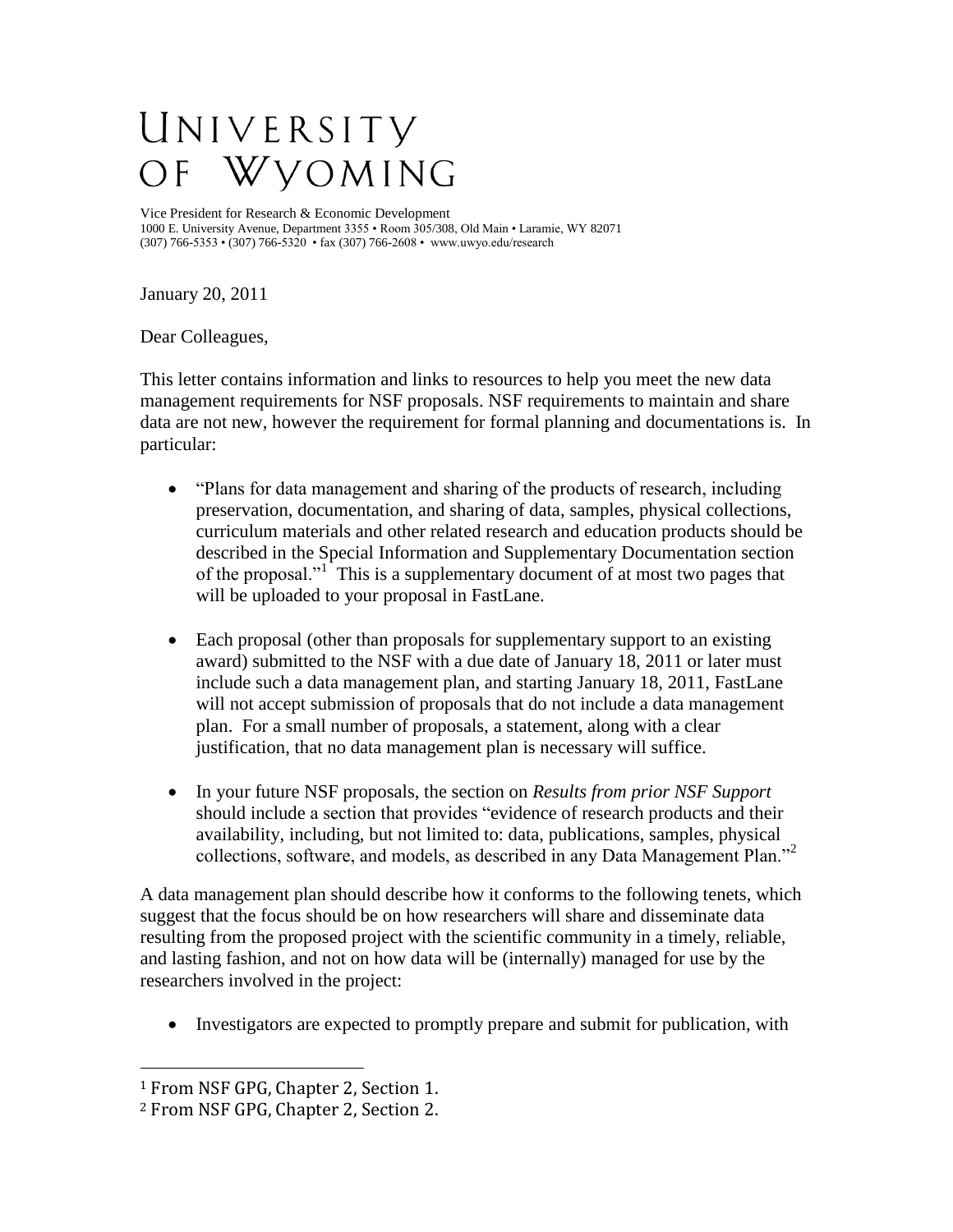# UNIVERSITY OF WYOMING

Vice President for Research & Economic Development
1000 E. University Avenue, Department 3355 • Room 305/308, Old Main • Laramie, WY 82071
(307) 766-5353 • (307) 766-5320 • fax (307) 766-2608 • www.uwyo.edu/research

January 20, 2011

Dear Colleagues,

This letter contains information and links to resources to help you meet the new data management requirements for NSF proposals. NSF requirements to maintain and share data are not new, however the requirement for formal planning and documentations is. In particular:

- "Plans for data management and sharing of the products of research, including preservation, documentation, and sharing of data, samples, physical collections, curriculum materials and other related research and education products should be described in the Special Information and Supplementary Documentation section of the proposal."[1] This is a supplementary document of at most two pages that will be uploaded to your proposal in FastLane.

- Each proposal (other than proposals for supplementary support to an existing award) submitted to the NSF with a due date of January 18, 2011 or later must include such a data management plan, and starting January 18, 2011, FastLane will not accept submission of proposals that do not include a data management plan. For a small number of proposals, a statement, along with a clear justification, that no data management plan is necessary will suffice.

- In your future NSF proposals, the section on *Results from prior NSF Support* should include a section that provides "evidence of research products and their availability, including, but not limited to: data, publications, samples, physical collections, software, and models, as described in any Data Management Plan."[2]

A data management plan should describe how it conforms to the following tenets, which suggest that the focus should be on how researchers will share and disseminate data resulting from the proposed project with the scientific community in a timely, reliable, and lasting fashion, and not on how data will be (internally) managed for use by the researchers involved in the project:

- Investigators are expected to promptly prepare and submit for publication, with

---

[1] From NSF GPG, Chapter 2, Section 1.
[2] From NSF GPG, Chapter 2, Section 2.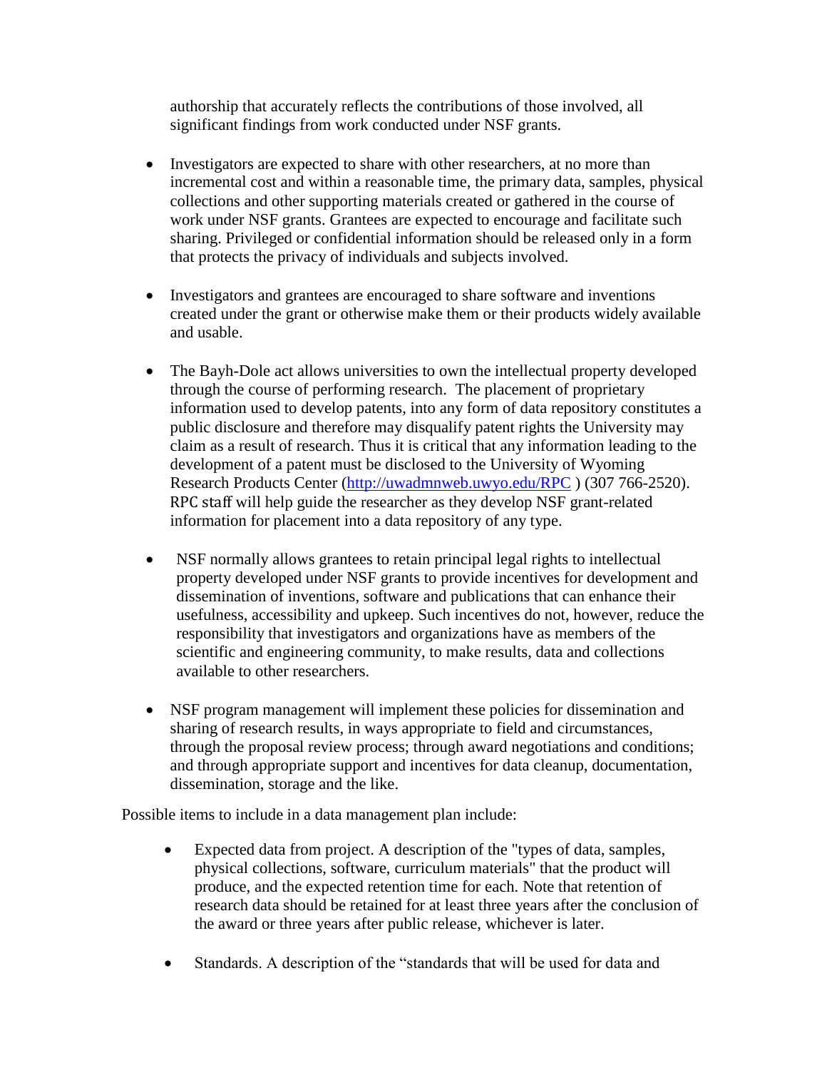authorship that accurately reflects the contributions of those involved, all significant findings from work conducted under NSF grants.

- Investigators are expected to share with other researchers, at no more than incremental cost and within a reasonable time, the primary data, samples, physical collections and other supporting materials created or gathered in the course of work under NSF grants. Grantees are expected to encourage and facilitate such sharing. Privileged or confidential information should be released only in a form that protects the privacy of individuals and subjects involved.

- Investigators and grantees are encouraged to share software and inventions created under the grant or otherwise make them or their products widely available and usable.

- The Bayh-Dole act allows universities to own the intellectual property developed through the course of performing research. The placement of proprietary information used to develop patents, into any form of data repository constitutes a public disclosure and therefore may disqualify patent rights the University may claim as a result of research. Thus it is critical that any information leading to the development of a patent must be disclosed to the University of Wyoming Research Products Center (http://uwadmnweb.uwyo.edu/RPC ) (307 766-2520). RPC staff will help guide the researcher as they develop NSF grant-related information for placement into a data repository of any type.

- NSF normally allows grantees to retain principal legal rights to intellectual property developed under NSF grants to provide incentives for development and dissemination of inventions, software and publications that can enhance their usefulness, accessibility and upkeep. Such incentives do not, however, reduce the responsibility that investigators and organizations have as members of the scientific and engineering community, to make results, data and collections available to other researchers.

- NSF program management will implement these policies for dissemination and sharing of research results, in ways appropriate to field and circumstances, through the proposal review process; through award negotiations and conditions; and through appropriate support and incentives for data cleanup, documentation, dissemination, storage and the like.

Possible items to include in a data management plan include:

- Expected data from project. A description of the "types of data, samples, physical collections, software, curriculum materials" that the product will produce, and the expected retention time for each. Note that retention of research data should be retained for at least three years after the conclusion of the award or three years after public release, whichever is later.

- Standards. A description of the "standards that will be used for data and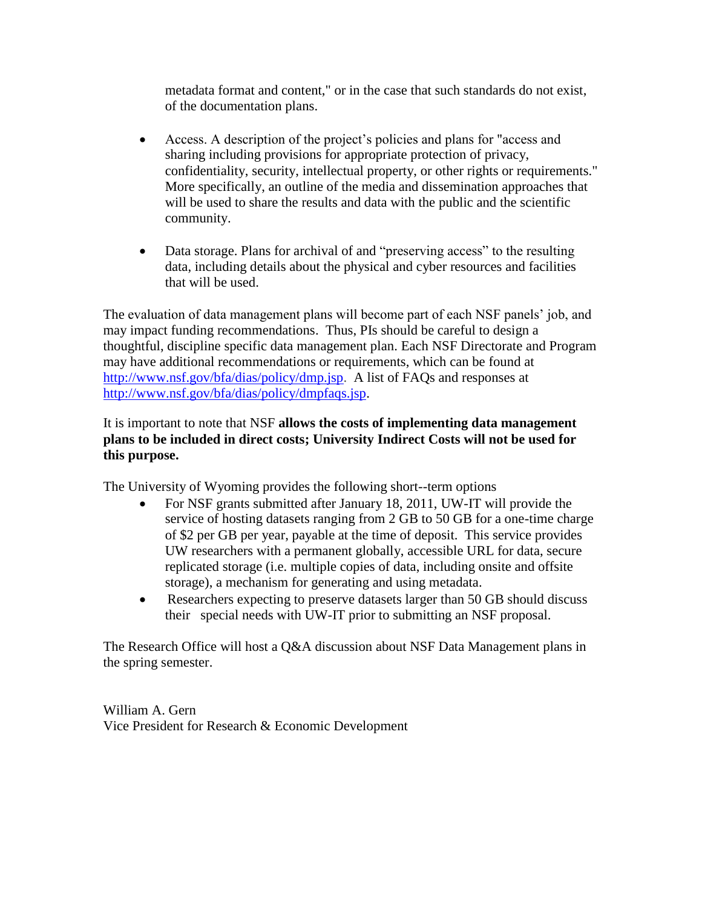metadata format and content," or in the case that such standards do not exist, of the documentation plans.

- Access. A description of the project's policies and plans for "access and sharing including provisions for appropriate protection of privacy, confidentiality, security, intellectual property, or other rights or requirements." More specifically, an outline of the media and dissemination approaches that will be used to share the results and data with the public and the scientific community.

- Data storage. Plans for archival of and "preserving access" to the resulting data, including details about the physical and cyber resources and facilities that will be used.

The evaluation of data management plans will become part of each NSF panels' job, and may impact funding recommendations. Thus, PIs should be careful to design a thoughtful, discipline specific data management plan. Each NSF Directorate and Program may have additional recommendations or requirements, which can be found at http://www.nsf.gov/bfa/dias/policy/dmp.jsp. A list of FAQs and responses at http://www.nsf.gov/bfa/dias/policy/dmpfaqs.jsp.

It is important to note that NSF **allows the costs of implementing data management plans to be included in direct costs; University Indirect Costs will not be used for this purpose.**

The University of Wyoming provides the following short--term options

- For NSF grants submitted after January 18, 2011, UW-IT will provide the service of hosting datasets ranging from 2 GB to 50 GB for a one-time charge of $2 per GB per year, payable at the time of deposit. This service provides UW researchers with a permanent globally, accessible URL for data, secure replicated storage (i.e. multiple copies of data, including onsite and offsite storage), a mechanism for generating and using metadata.
- Researchers expecting to preserve datasets larger than 50 GB should discuss their special needs with UW-IT prior to submitting an NSF proposal.

The Research Office will host a Q&A discussion about NSF Data Management plans in the spring semester.

William A. Gern
Vice President for Research & Economic Development